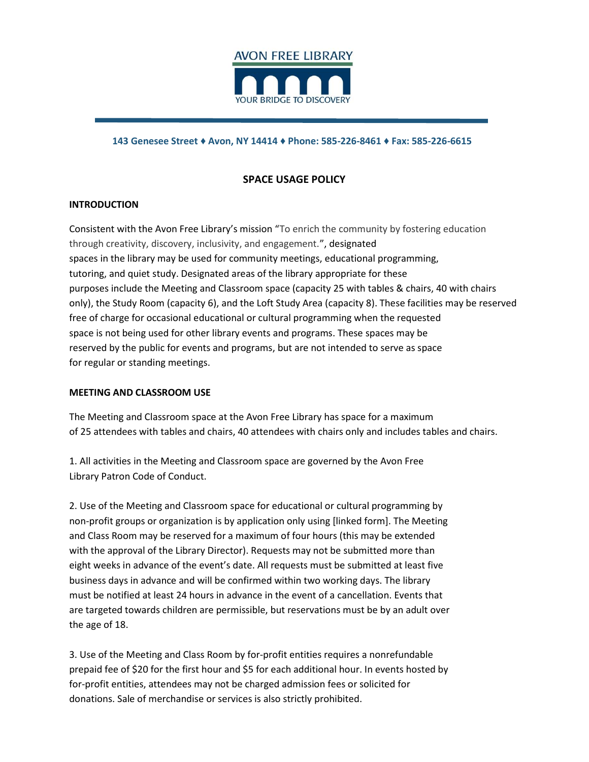AVON FREE LIBRARY

YOUR BRIDGE TO DISCOVERY

**143 Genesee Street ♦ Avon, NY 14414 ♦ Phone: 585-226-8461 ♦ Fax: 585-226-6615**

# SPACE USAGE POLICY

## INTRODUCTION

Consistent with the Avon Free Library's mission "To enrich the community by fostering education through creativity, discovery, inclusivity, and engagement.", designated spaces in the library may be used for community meetings, educational programming, tutoring, and quiet study. Designated areas of the library appropriate for these purposes include the Meeting and Classroom space (capacity 25 with tables & chairs, 40 with chairs only), the Study Room (capacity 6), and the Loft Study Area (capacity 8). These facilities may be reserved free of charge for occasional educational or cultural programming when the requested space is not being used for other library events and programs. These spaces may be reserved by the public for events and programs, but are not intended to serve as space for regular or standing meetings.

## MEETING AND CLASSROOM USE

The Meeting and Classroom space at the Avon Free Library has space for a maximum of 25 attendees with tables and chairs, 40 attendees with chairs only and includes tables and chairs.

1. All activities in the Meeting and Classroom space are governed by the Avon Free Library Patron Code of Conduct.

2. Use of the Meeting and Classroom space for educational or cultural programming by non-profit groups or organization is by application only using [linked form]. The Meeting and Class Room may be reserved for a maximum of four hours (this may be extended with the approval of the Library Director). Requests may not be submitted more than eight weeks in advance of the event's date. All requests must be submitted at least five business days in advance and will be confirmed within two working days. The library must be notified at least 24 hours in advance in the event of a cancellation. Events that are targeted towards children are permissible, but reservations must be by an adult over the age of 18.

3. Use of the Meeting and Class Room by for-profit entities requires a nonrefundable prepaid fee of $20 for the first hour and $5 for each additional hour. In events hosted by for-profit entities, attendees may not be charged admission fees or solicited for donations. Sale of merchandise or services is also strictly prohibited.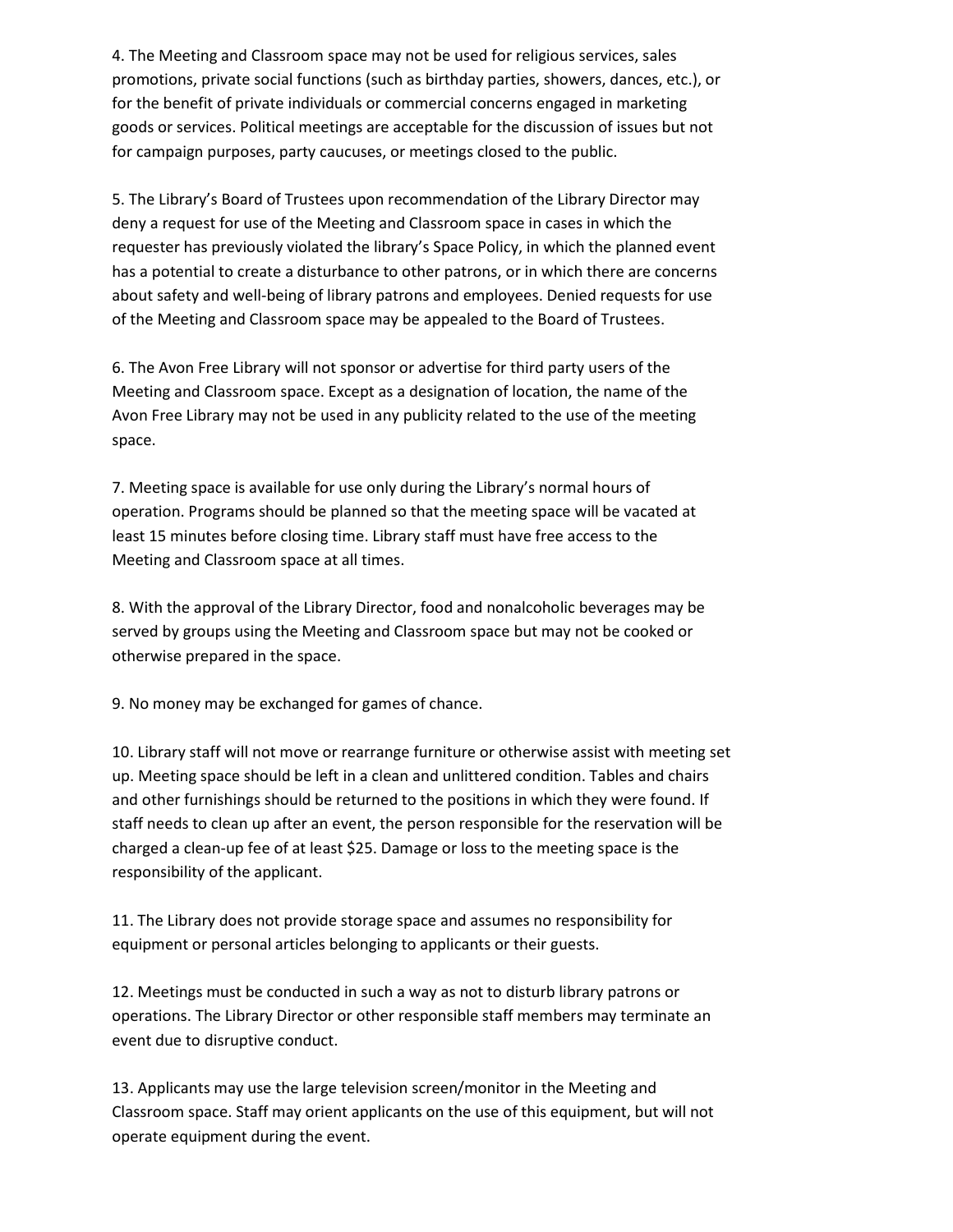4. The Meeting and Classroom space may not be used for religious services, sales promotions, private social functions (such as birthday parties, showers, dances, etc.), or for the benefit of private individuals or commercial concerns engaged in marketing goods or services. Political meetings are acceptable for the discussion of issues but not for campaign purposes, party caucuses, or meetings closed to the public.

5. The Library's Board of Trustees upon recommendation of the Library Director may deny a request for use of the Meeting and Classroom space in cases in which the requester has previously violated the library's Space Policy, in which the planned event has a potential to create a disturbance to other patrons, or in which there are concerns about safety and well-being of library patrons and employees. Denied requests for use of the Meeting and Classroom space may be appealed to the Board of Trustees.

6. The Avon Free Library will not sponsor or advertise for third party users of the Meeting and Classroom space. Except as a designation of location, the name of the Avon Free Library may not be used in any publicity related to the use of the meeting space.

7. Meeting space is available for use only during the Library's normal hours of operation. Programs should be planned so that the meeting space will be vacated at least 15 minutes before closing time. Library staff must have free access to the Meeting and Classroom space at all times.

8. With the approval of the Library Director, food and nonalcoholic beverages may be served by groups using the Meeting and Classroom space but may not be cooked or otherwise prepared in the space.

9. No money may be exchanged for games of chance.

10. Library staff will not move or rearrange furniture or otherwise assist with meeting set up. Meeting space should be left in a clean and unlittered condition. Tables and chairs and other furnishings should be returned to the positions in which they were found. If staff needs to clean up after an event, the person responsible for the reservation will be charged a clean-up fee of at least $25. Damage or loss to the meeting space is the responsibility of the applicant.

11. The Library does not provide storage space and assumes no responsibility for equipment or personal articles belonging to applicants or their guests.

12. Meetings must be conducted in such a way as not to disturb library patrons or operations. The Library Director or other responsible staff members may terminate an event due to disruptive conduct.

13. Applicants may use the large television screen/monitor in the Meeting and Classroom space. Staff may orient applicants on the use of this equipment, but will not operate equipment during the event.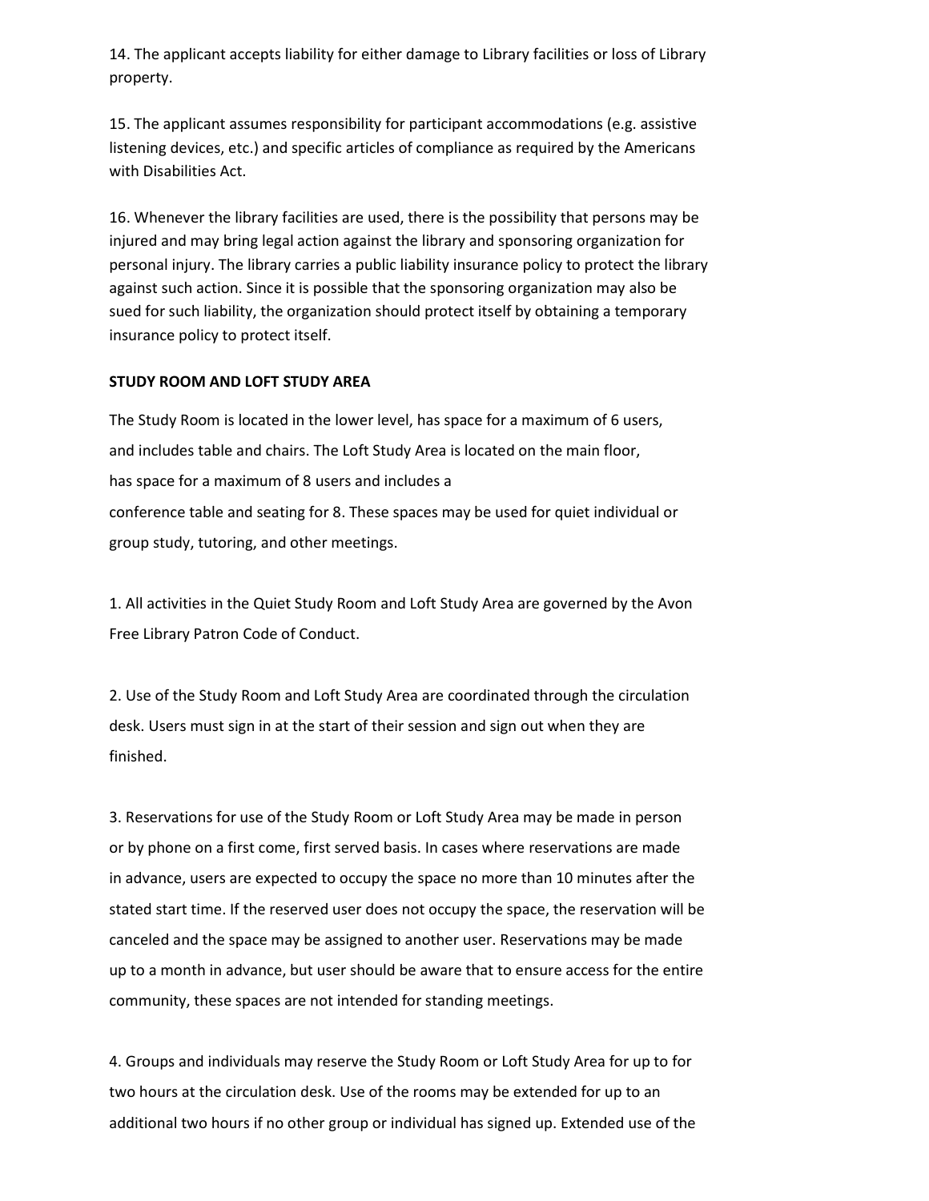14. The applicant accepts liability for either damage to Library facilities or loss of Library property.

15. The applicant assumes responsibility for participant accommodations (e.g. assistive listening devices, etc.) and specific articles of compliance as required by the Americans with Disabilities Act.

16. Whenever the library facilities are used, there is the possibility that persons may be injured and may bring legal action against the library and sponsoring organization for personal injury. The library carries a public liability insurance policy to protect the library against such action. Since it is possible that the sponsoring organization may also be sued for such liability, the organization should protect itself by obtaining a temporary insurance policy to protect itself.

**STUDY ROOM AND LOFT STUDY AREA**

The Study Room is located in the lower level, has space for a maximum of 6 users, and includes table and chairs. The Loft Study Area is located on the main floor, has space for a maximum of 8 users and includes a conference table and seating for 8. These spaces may be used for quiet individual or group study, tutoring, and other meetings.

1. All activities in the Quiet Study Room and Loft Study Area are governed by the Avon Free Library Patron Code of Conduct.

2. Use of the Study Room and Loft Study Area are coordinated through the circulation desk. Users must sign in at the start of their session and sign out when they are finished.

3. Reservations for use of the Study Room or Loft Study Area may be made in person or by phone on a first come, first served basis. In cases where reservations are made in advance, users are expected to occupy the space no more than 10 minutes after the stated start time. If the reserved user does not occupy the space, the reservation will be canceled and the space may be assigned to another user. Reservations may be made up to a month in advance, but user should be aware that to ensure access for the entire community, these spaces are not intended for standing meetings.

4. Groups and individuals may reserve the Study Room or Loft Study Area for up to for two hours at the circulation desk. Use of the rooms may be extended for up to an additional two hours if no other group or individual has signed up. Extended use of the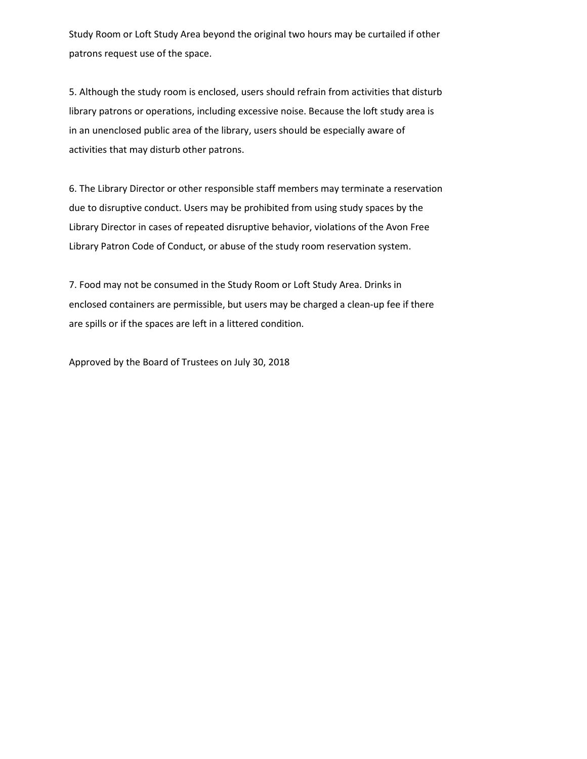Study Room or Loft Study Area beyond the original two hours may be curtailed if other patrons request use of the space.

5. Although the study room is enclosed, users should refrain from activities that disturb library patrons or operations, including excessive noise. Because the loft study area is in an unenclosed public area of the library, users should be especially aware of activities that may disturb other patrons.

6. The Library Director or other responsible staff members may terminate a reservation due to disruptive conduct. Users may be prohibited from using study spaces by the Library Director in cases of repeated disruptive behavior, violations of the Avon Free Library Patron Code of Conduct, or abuse of the study room reservation system.

7. Food may not be consumed in the Study Room or Loft Study Area. Drinks in enclosed containers are permissible, but users may be charged a clean-up fee if there are spills or if the spaces are left in a littered condition.

Approved by the Board of Trustees on July 30, 2018